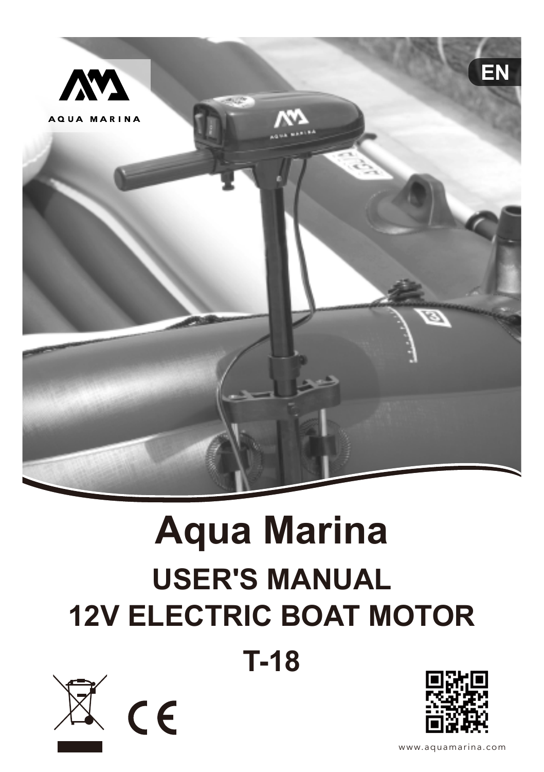AQUA MARINA

EN

# Aqua Marina

## USER'S MANUAL

## 12V ELECTRIC BOAT MOTOR

## T-18

www.aquamarina.com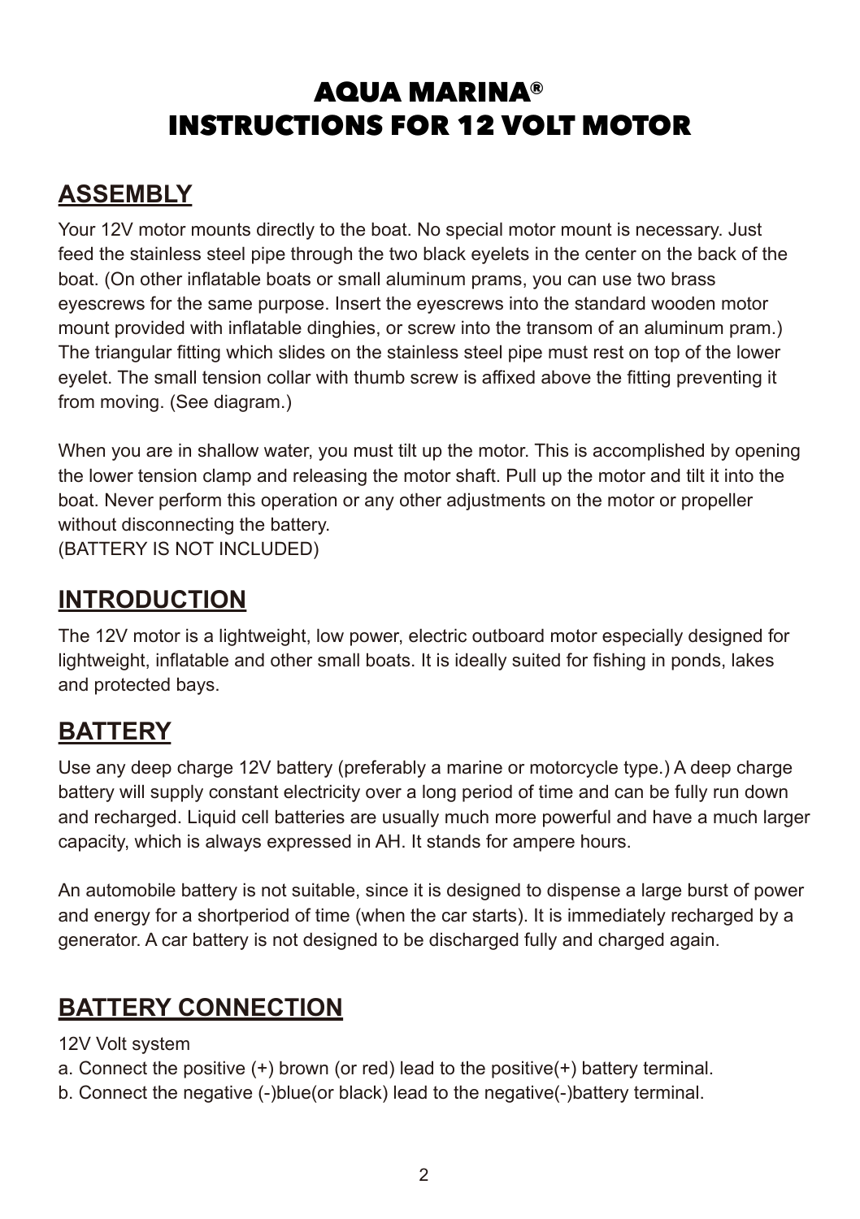# AQUA MARINA®
# INSTRUCTIONS FOR 12 VOLT MOTOR

## ASSEMBLY

Your 12V motor mounts directly to the boat. No special motor mount is necessary. Just feed the stainless steel pipe through the two black eyelets in the center on the back of the boat. (On other inflatable boats or small aluminum prams, you can use two brass eyescrews for the same purpose. Insert the eyescrews into the standard wooden motor mount provided with inflatable dinghies, or screw into the transom of an aluminum pram.) The triangular fitting which slides on the stainless steel pipe must rest on top of the lower eyelet. The small tension collar with thumb screw is affixed above the fitting preventing it from moving. (See diagram.)

When you are in shallow water, you must tilt up the motor. This is accomplished by opening the lower tension clamp and releasing the motor shaft. Pull up the motor and tilt it into the boat. Never perform this operation or any other adjustments on the motor or propeller without disconnecting the battery.
(BATTERY IS NOT INCLUDED)

## INTRODUCTION

The 12V motor is a lightweight, low power, electric outboard motor especially designed for lightweight, inflatable and other small boats. It is ideally suited for fishing in ponds, lakes and protected bays.

## BATTERY

Use any deep charge 12V battery (preferably a marine or motorcycle type.) A deep charge battery will supply constant electricity over a long period of time and can be fully run down and recharged. Liquid cell batteries are usually much more powerful and have a much larger capacity, which is always expressed in AH. It stands for ampere hours.

An automobile battery is not suitable, since it is designed to dispense a large burst of power and energy for a shortperiod of time (when the car starts). It is immediately recharged by a generator. A car battery is not designed to be discharged fully and charged again.

## BATTERY CONNECTION

12V Volt system

a. Connect the positive (+) brown (or red) lead to the positive(+) battery terminal.

b. Connect the negative (-)blue(or black) lead to the negative(-)battery terminal.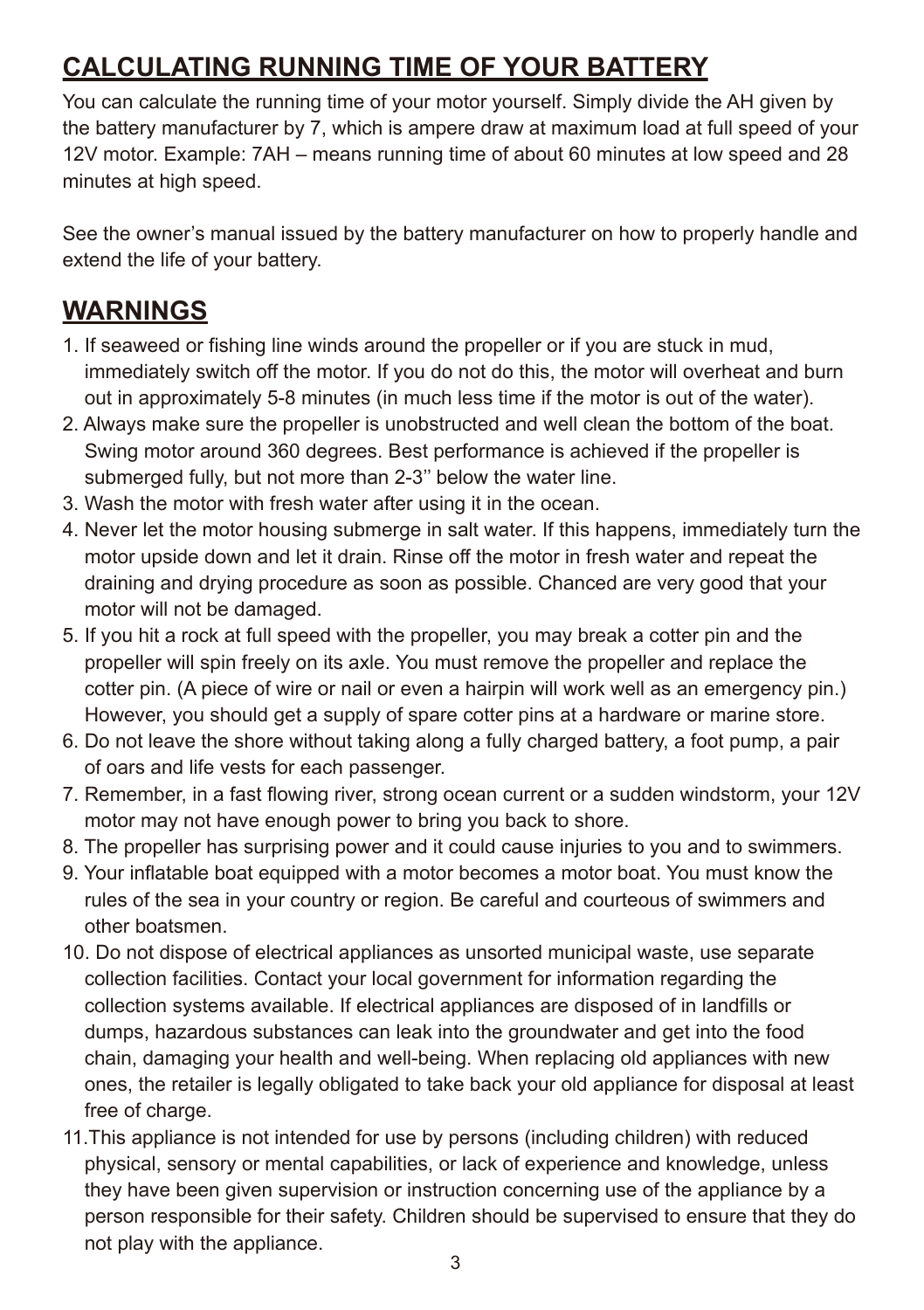## CALCULATING RUNNING TIME OF YOUR BATTERY

You can calculate the running time of your motor yourself. Simply divide the AH given by the battery manufacturer by 7, which is ampere draw at maximum load at full speed of your 12V motor. Example: 7AH – means running time of about 60 minutes at low speed and 28 minutes at high speed.

See the owner's manual issued by the battery manufacturer on how to properly handle and extend the life of your battery.

## WARNINGS

1. If seaweed or fishing line winds around the propeller or if you are stuck in mud, immediately switch off the motor. If you do not do this, the motor will overheat and burn out in approximately 5-8 minutes (in much less time if the motor is out of the water).
2. Always make sure the propeller is unobstructed and well clean the bottom of the boat. Swing motor around 360 degrees. Best performance is achieved if the propeller is submerged fully, but not more than 2-3'' below the water line.
3. Wash the motor with fresh water after using it in the ocean.
4. Never let the motor housing submerge in salt water. If this happens, immediately turn the motor upside down and let it drain. Rinse off the motor in fresh water and repeat the draining and drying procedure as soon as possible. Chanced are very good that your motor will not be damaged.
5. If you hit a rock at full speed with the propeller, you may break a cotter pin and the propeller will spin freely on its axle. You must remove the propeller and replace the cotter pin. (A piece of wire or nail or even a hairpin will work well as an emergency pin.) However, you should get a supply of spare cotter pins at a hardware or marine store.
6. Do not leave the shore without taking along a fully charged battery, a foot pump, a pair of oars and life vests for each passenger.
7. Remember, in a fast flowing river, strong ocean current or a sudden windstorm, your 12V motor may not have enough power to bring you back to shore.
8. The propeller has surprising power and it could cause injuries to you and to swimmers.
9. Your inflatable boat equipped with a motor becomes a motor boat. You must know the rules of the sea in your country or region. Be careful and courteous of swimmers and other boatsmen.
10. Do not dispose of electrical appliances as unsorted municipal waste, use separate collection facilities. Contact your local government for information regarding the collection systems available. If electrical appliances are disposed of in landfills or dumps, hazardous substances can leak into the groundwater and get into the food chain, damaging your health and well-being. When replacing old appliances with new ones, the retailer is legally obligated to take back your old appliance for disposal at least free of charge.
11. This appliance is not intended for use by persons (including children) with reduced physical, sensory or mental capabilities, or lack of experience and knowledge, unless they have been given supervision or instruction concerning use of the appliance by a person responsible for their safety. Children should be supervised to ensure that they do not play with the appliance.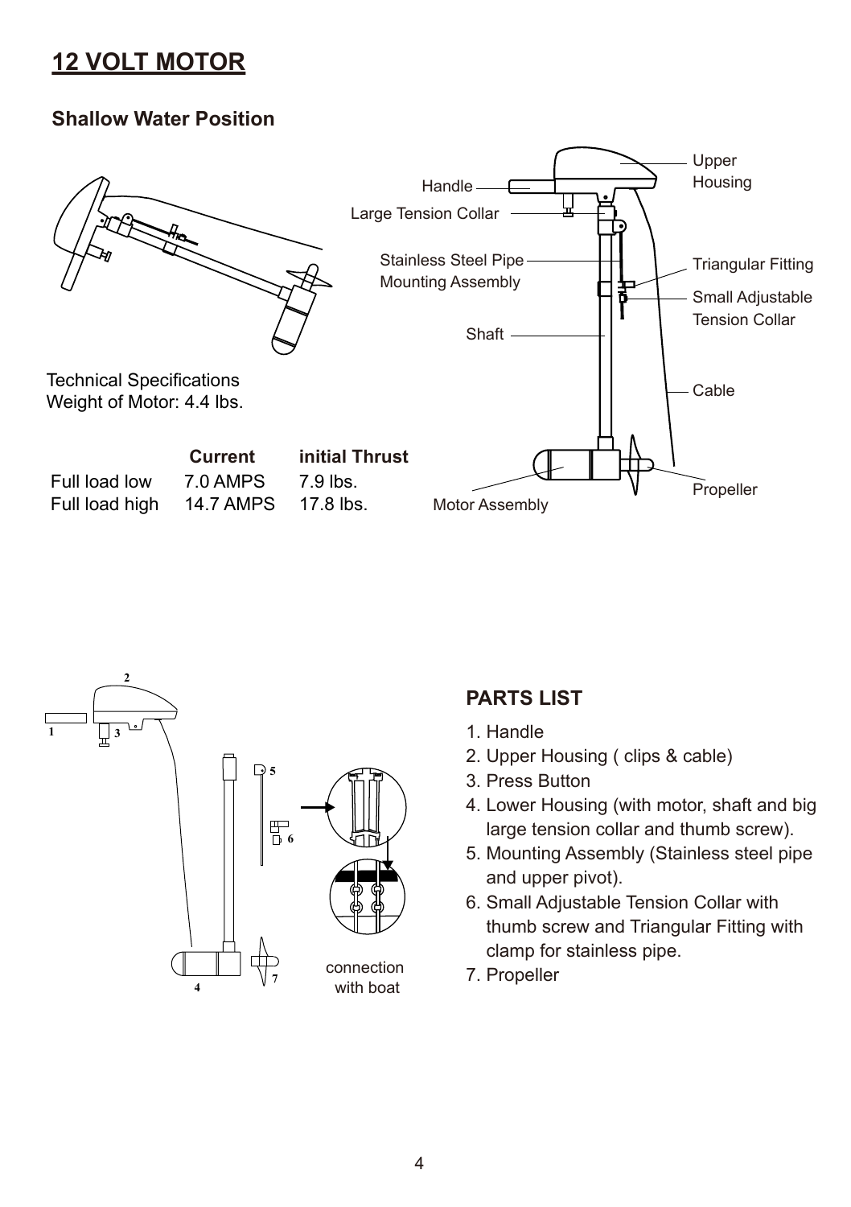# 12 VOLT MOTOR

## Shallow Water Position

Technical Specifications
Weight of Motor: 4.4 lbs.

| | Current | initial Thrust |
|---|---|---|
| Full load low | 7.0 AMPS | 7.9 lbs. |
| Full load high | 14.7 AMPS | 17.8 lbs. |

Handle
Large Tension Collar
Stainless Steel Pipe Mounting Assembly
Shaft
Motor Assembly
Upper Housing
Triangular Fitting
Small Adjustable Tension Collar
Cable
Propeller

connection with boat

## PARTS LIST

1. Handle
2. Upper Housing ( clips & cable)
3. Press Button
4. Lower Housing (with motor, shaft and big large tension collar and thumb screw).
5. Mounting Assembly (Stainless steel pipe and upper pivot).
6. Small Adjustable Tension Collar with thumb screw and Triangular Fitting with clamp for stainless pipe.
7. Propeller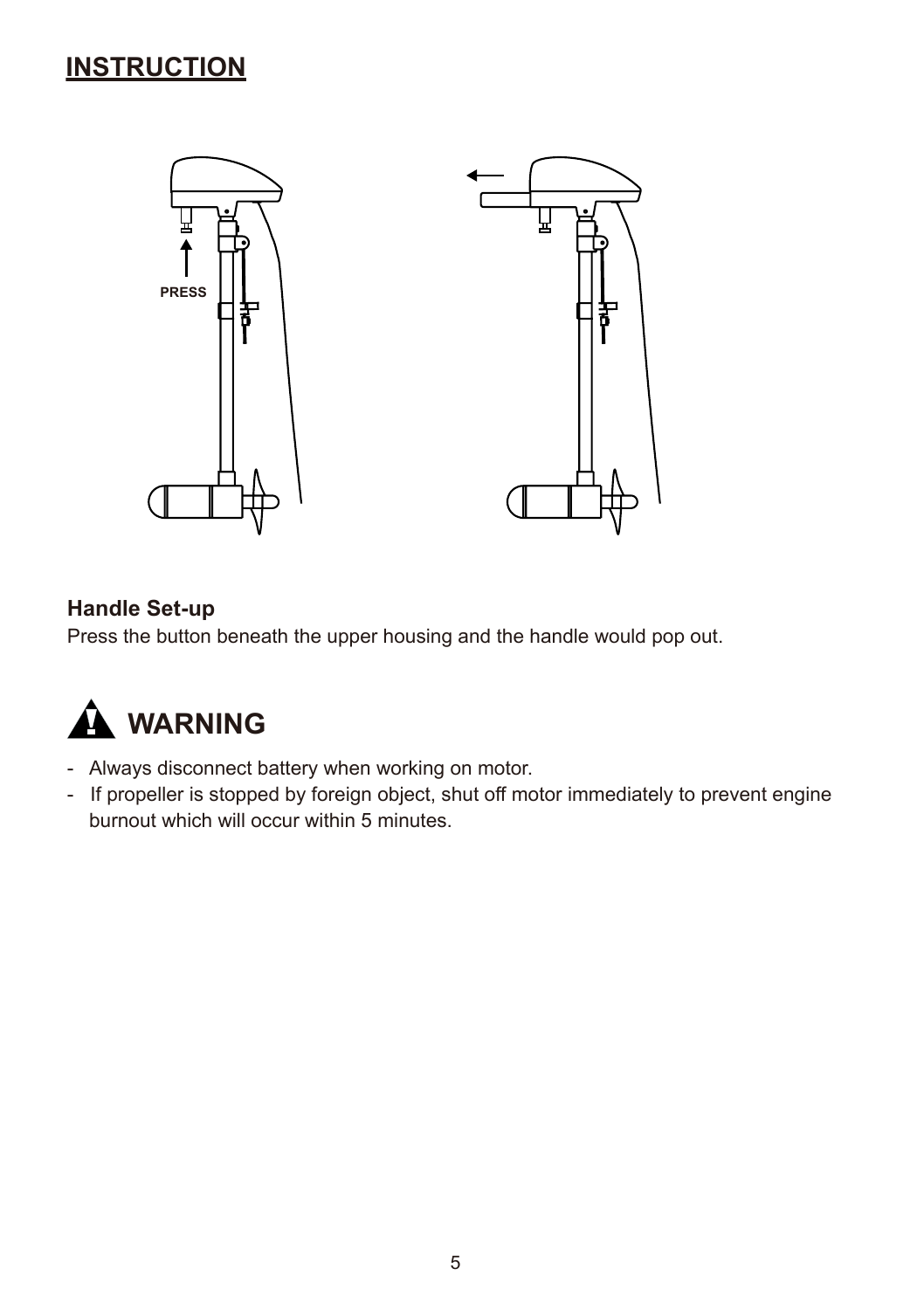## INSTRUCTION

PRESS

**Handle Set-up**

Press the button beneath the upper housing and the handle would pop out.

## WARNING

- Always disconnect battery when working on motor.
- If propeller is stopped by foreign object, shut off motor immediately to prevent engine burnout which will occur within 5 minutes.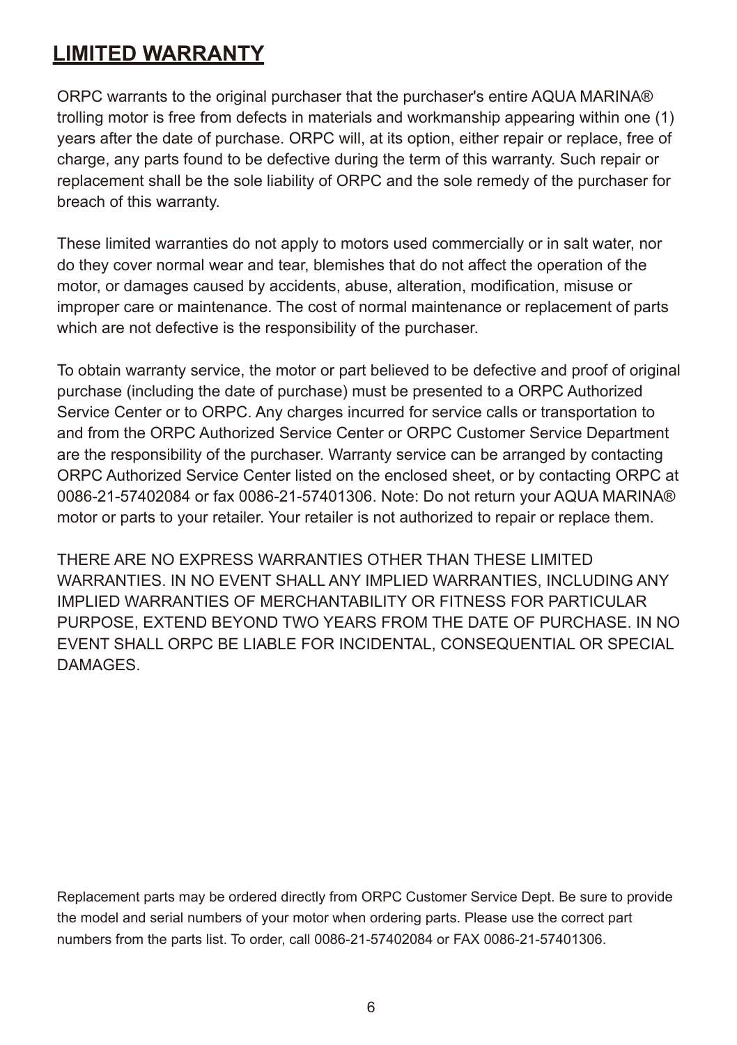## LIMITED WARRANTY

ORPC warrants to the original purchaser that the purchaser's entire AQUA MARINA® trolling motor is free from defects in materials and workmanship appearing within one (1) years after the date of purchase. ORPC will, at its option, either repair or replace, free of charge, any parts found to be defective during the term of this warranty. Such repair or replacement shall be the sole liability of ORPC and the sole remedy of the purchaser for breach of this warranty.

These limited warranties do not apply to motors used commercially or in salt water, nor do they cover normal wear and tear, blemishes that do not affect the operation of the motor, or damages caused by accidents, abuse, alteration, modification, misuse or improper care or maintenance. The cost of normal maintenance or replacement of parts which are not defective is the responsibility of the purchaser.

To obtain warranty service, the motor or part believed to be defective and proof of original purchase (including the date of purchase) must be presented to a ORPC Authorized Service Center or to ORPC. Any charges incurred for service calls or transportation to and from the ORPC Authorized Service Center or ORPC Customer Service Department are the responsibility of the purchaser. Warranty service can be arranged by contacting ORPC Authorized Service Center listed on the enclosed sheet, or by contacting ORPC at 0086-21-57402084 or fax 0086-21-57401306. Note: Do not return your AQUA MARINA® motor or parts to your retailer. Your retailer is not authorized to repair or replace them.

THERE ARE NO EXPRESS WARRANTIES OTHER THAN THESE LIMITED WARRANTIES. IN NO EVENT SHALL ANY IMPLIED WARRANTIES, INCLUDING ANY IMPLIED WARRANTIES OF MERCHANTABILITY OR FITNESS FOR PARTICULAR PURPOSE, EXTEND BEYOND TWO YEARS FROM THE DATE OF PURCHASE. IN NO EVENT SHALL ORPC BE LIABLE FOR INCIDENTAL, CONSEQUENTIAL OR SPECIAL DAMAGES.

Replacement parts may be ordered directly from ORPC Customer Service Dept. Be sure to provide the model and serial numbers of your motor when ordering parts. Please use the correct part numbers from the parts list. To order, call 0086-21-57402084 or FAX 0086-21-57401306.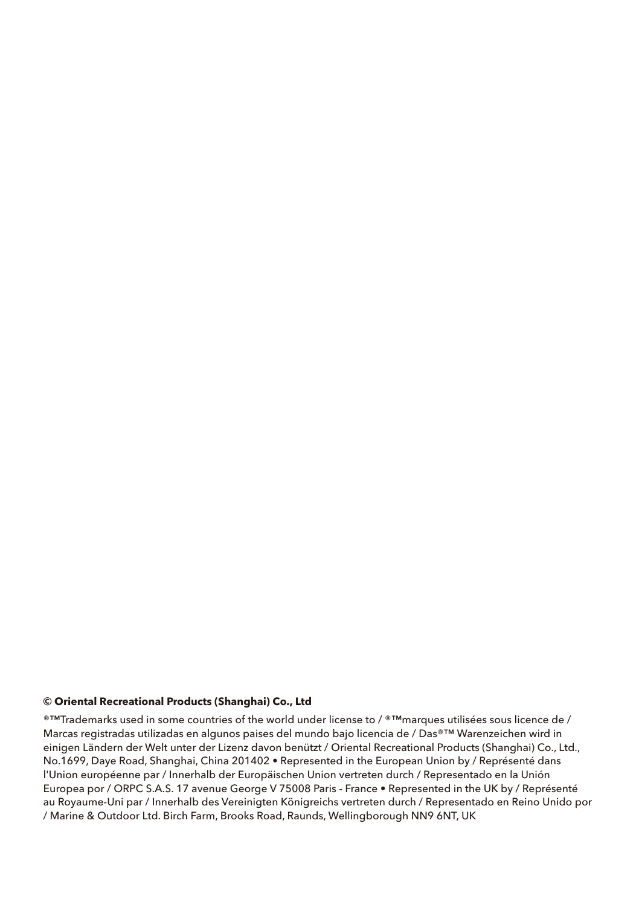**© Oriental Recreational Products (Shanghai) Co., Ltd**

®™Trademarks used in some countries of the world under license to / ®™marques utilisées sous licence de / Marcas registradas utilizadas en algunos paises del mundo bajo licencia de / Das®™ Warenzeichen wird in einigen Ländern der Welt unter der Lizenz davon benützt / Oriental Recreational Products (Shanghai) Co., Ltd., No.1699, Daye Road, Shanghai, China 201402 • Represented in the European Union by / Représenté dans l'Union européenne par / Innerhalb der Europäischen Union vertreten durch / Representado en la Unión Europea por / ORPC S.A.S. 17 avenue George V 75008 Paris - France • Represented in the UK by / Représenté au Royaume-Uni par / Innerhalb des Vereinigten Königreichs vertreten durch / Representado en Reino Unido por / Marine & Outdoor Ltd. Birch Farm, Brooks Road, Raunds, Wellingborough NN9 6NT, UK